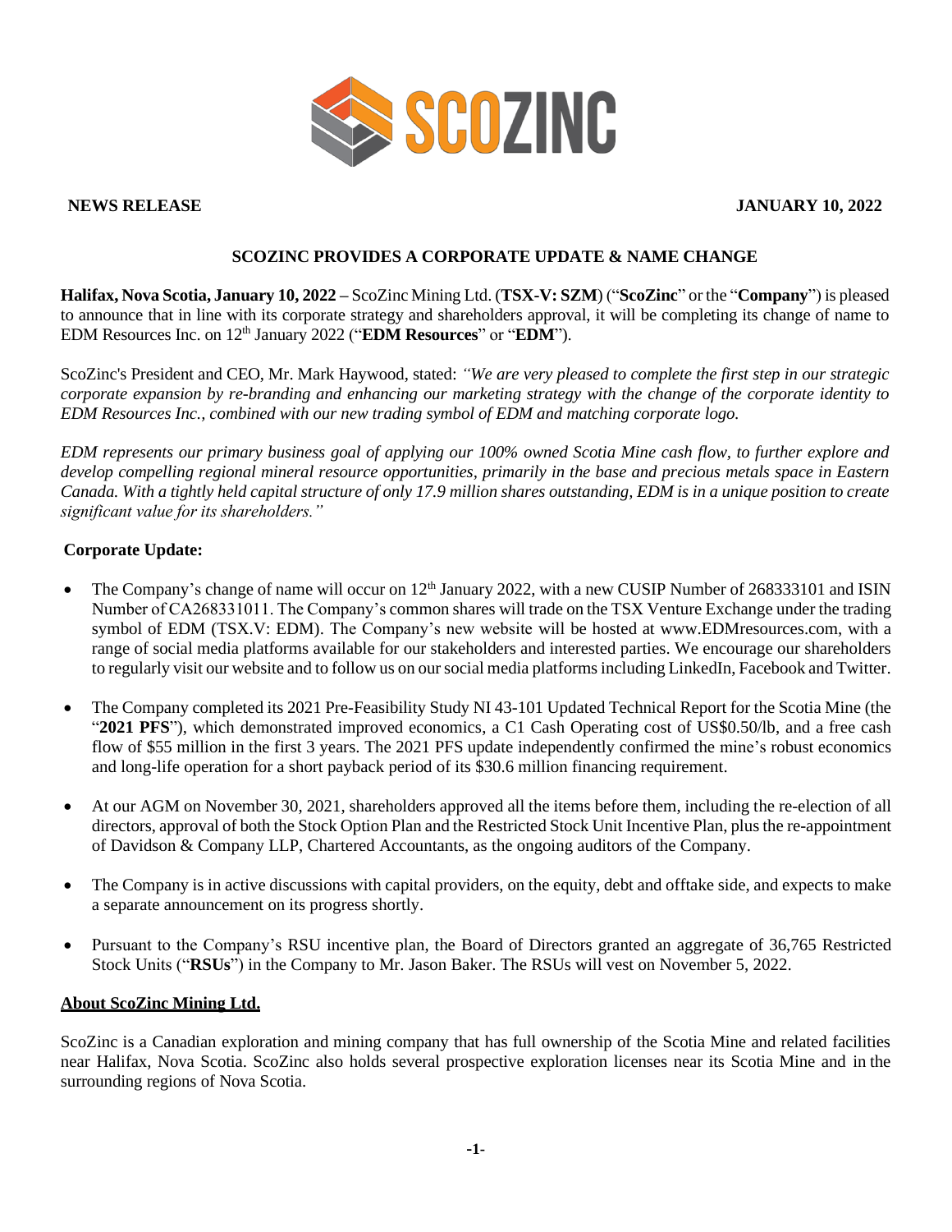SCOZINC

**NEWS RELEASE** **JANUARY 10, 2022**

## SCOZINC PROVIDES A CORPORATE UPDATE & NAME CHANGE

**Halifax, Nova Scotia, January 10, 2022 –** ScoZinc Mining Ltd. (**TSX-V: SZM**) ("**ScoZinc**" or the "**Company**") is pleased to announce that in line with its corporate strategy and shareholders approval, it will be completing its change of name to EDM Resources Inc. on 12th January 2022 ("**EDM Resources**" or "**EDM**").

ScoZinc's President and CEO, Mr. Mark Haywood, stated: *"We are very pleased to complete the first step in our strategic corporate expansion by re-branding and enhancing our marketing strategy with the change of the corporate identity to EDM Resources Inc., combined with our new trading symbol of EDM and matching corporate logo.*

*EDM represents our primary business goal of applying our 100% owned Scotia Mine cash flow, to further explore and develop compelling regional mineral resource opportunities, primarily in the base and precious metals space in Eastern Canada. With a tightly held capital structure of only 17.9 million shares outstanding, EDM is in a unique position to create significant value for its shareholders."*

### Corporate Update:

- The Company's change of name will occur on 12th January 2022, with a new CUSIP Number of 268333101 and ISIN Number of CA268331011. The Company's common shares will trade on the TSX Venture Exchange under the trading symbol of EDM (TSX.V: EDM). The Company's new website will be hosted at www.EDMresources.com, with a range of social media platforms available for our stakeholders and interested parties. We encourage our shareholders to regularly visit our website and to follow us on our social media platforms including LinkedIn, Facebook and Twitter.
- The Company completed its 2021 Pre-Feasibility Study NI 43-101 Updated Technical Report for the Scotia Mine (the "**2021 PFS**"), which demonstrated improved economics, a C1 Cash Operating cost of US$0.50/lb, and a free cash flow of $55 million in the first 3 years. The 2021 PFS update independently confirmed the mine's robust economics and long-life operation for a short payback period of its $30.6 million financing requirement.
- At our AGM on November 30, 2021, shareholders approved all the items before them, including the re-election of all directors, approval of both the Stock Option Plan and the Restricted Stock Unit Incentive Plan, plus the re-appointment of Davidson & Company LLP, Chartered Accountants, as the ongoing auditors of the Company.
- The Company is in active discussions with capital providers, on the equity, debt and offtake side, and expects to make a separate announcement on its progress shortly.
- Pursuant to the Company's RSU incentive plan, the Board of Directors granted an aggregate of 36,765 Restricted Stock Units ("**RSUs**") in the Company to Mr. Jason Baker. The RSUs will vest on November 5, 2022.

### About ScoZinc Mining Ltd.

ScoZinc is a Canadian exploration and mining company that has full ownership of the Scotia Mine and related facilities near Halifax, Nova Scotia. ScoZinc also holds several prospective exploration licenses near its Scotia Mine and in the surrounding regions of Nova Scotia.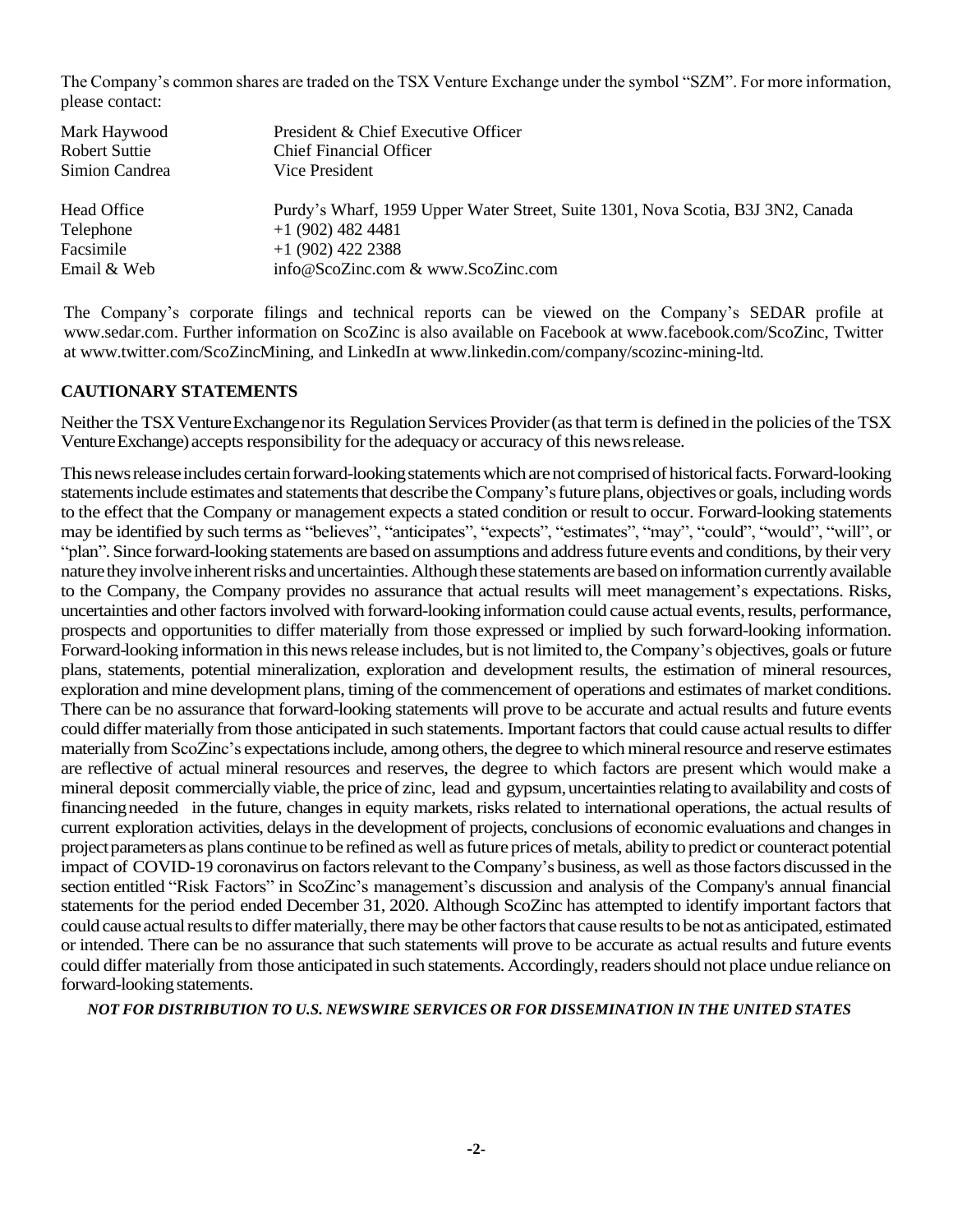The Company's common shares are traded on the TSX Venture Exchange under the symbol "SZM". For more information, please contact:

| | |
|---|---|
| Mark Haywood | President & Chief Executive Officer |
| Robert Suttie | Chief Financial Officer |
| Simion Candrea | Vice President |
| | |
| Head Office | Purdy's Wharf, 1959 Upper Water Street, Suite 1301, Nova Scotia, B3J 3N2, Canada |
| Telephone | +1 (902) 482 4481 |
| Facsimile | +1 (902) 422 2388 |
| Email & Web | info@ScoZinc.com & www.ScoZinc.com |

The Company's corporate filings and technical reports can be viewed on the Company's SEDAR profile at www.sedar.com. Further information on ScoZinc is also available on Facebook at www.facebook.com/ScoZinc, Twitter at www.twitter.com/ScoZincMining, and LinkedIn at www.linkedin.com/company/scozinc-mining-ltd.

## CAUTIONARY STATEMENTS

Neither the TSX Venture Exchange nor its Regulation Services Provider (as that term is defined in the policies of the TSX Venture Exchange) accepts responsibility for the adequacy or accuracy of this news release.

This news release includes certain forward-looking statements which are not comprised of historical facts. Forward-looking statements include estimates and statements that describe the Company's future plans, objectives or goals, including words to the effect that the Company or management expects a stated condition or result to occur. Forward-looking statements may be identified by such terms as "believes", "anticipates", "expects", "estimates", "may", "could", "would", "will", or "plan". Since forward-looking statements are based on assumptions and address future events and conditions, by their very nature they involve inherent risks and uncertainties. Although these statements are based on information currently available to the Company, the Company provides no assurance that actual results will meet management's expectations. Risks, uncertainties and other factors involved with forward-looking information could cause actual events, results, performance, prospects and opportunities to differ materially from those expressed or implied by such forward-looking information. Forward-looking information in this news release includes, but is not limited to, the Company's objectives, goals or future plans, statements, potential mineralization, exploration and development results, the estimation of mineral resources, exploration and mine development plans, timing of the commencement of operations and estimates of market conditions. There can be no assurance that forward-looking statements will prove to be accurate and actual results and future events could differ materially from those anticipated in such statements. Important factors that could cause actual results to differ materially from ScoZinc's expectations include, among others, the degree to which mineral resource and reserve estimates are reflective of actual mineral resources and reserves, the degree to which factors are present which would make a mineral deposit commercially viable, the price of zinc, lead and gypsum, uncertainties relating to availability and costs of financing needed in the future, changes in equity markets, risks related to international operations, the actual results of current exploration activities, delays in the development of projects, conclusions of economic evaluations and changes in project parameters as plans continue to be refined as well as future prices of metals, ability to predict or counteract potential impact of COVID-19 coronavirus on factors relevant to the Company's business, as well as those factors discussed in the section entitled "Risk Factors" in ScoZinc's management's discussion and analysis of the Company's annual financial statements for the period ended December 31, 2020. Although ScoZinc has attempted to identify important factors that could cause actual results to differ materially, there may be other factors that cause results to be not as anticipated, estimated or intended. There can be no assurance that such statements will prove to be accurate as actual results and future events could differ materially from those anticipated in such statements. Accordingly, readers should not place undue reliance on forward-looking statements.

***NOT FOR DISTRIBUTION TO U.S. NEWSWIRE SERVICES OR FOR DISSEMINATION IN THE UNITED STATES***